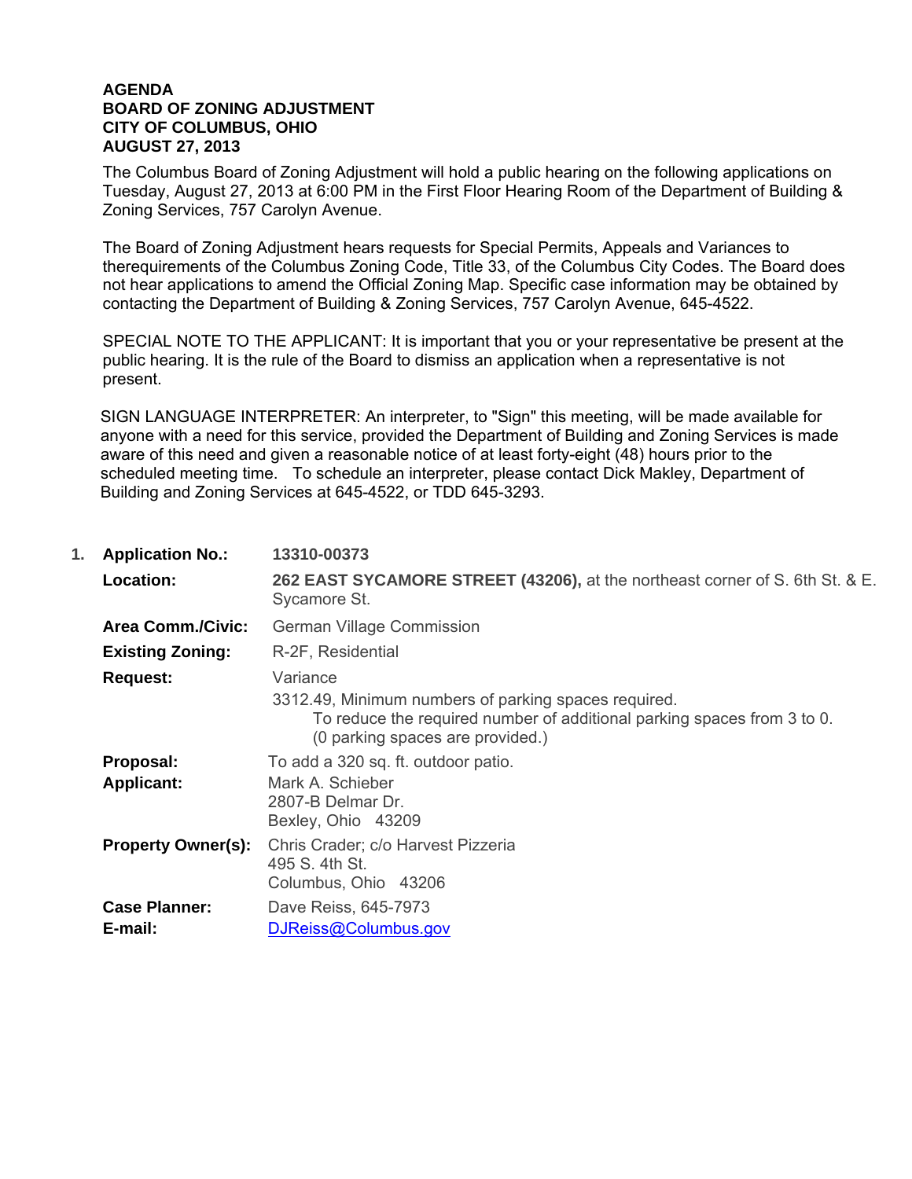**AGENDA**
**BOARD OF ZONING ADJUSTMENT**
**CITY OF COLUMBUS, OHIO**
**AUGUST 27, 2013**

The Columbus Board of Zoning Adjustment will hold a public hearing on the following applications on Tuesday, August 27, 2013 at 6:00 PM in the First Floor Hearing Room of the Department of Building & Zoning Services, 757 Carolyn Avenue.

The Board of Zoning Adjustment hears requests for Special Permits, Appeals and Variances to therequirements of the Columbus Zoning Code, Title 33, of the Columbus City Codes. The Board does not hear applications to amend the Official Zoning Map. Specific case information may be obtained by contacting the Department of Building & Zoning Services, 757 Carolyn Avenue, 645-4522.

SPECIAL NOTE TO THE APPLICANT: It is important that you or your representative be present at the public hearing. It is the rule of the Board to dismiss an application when a representative is not present.

SIGN LANGUAGE INTERPRETER: An interpreter, to "Sign" this meeting, will be made available for anyone with a need for this service, provided the Department of Building and Zoning Services is made aware of this need and given a reasonable notice of at least forty-eight (48) hours prior to the scheduled meeting time. To schedule an interpreter, please contact Dick Makley, Department of Building and Zoning Services at 645-4522, or TDD 645-3293.

1. **Application No.:** **13310-00373**

   **Location:** **262 EAST SYCAMORE STREET (43206),** at the northeast corner of S. 6th St. & E. Sycamore St.

   **Area Comm./Civic:** German Village Commission

   **Existing Zoning:** R-2F, Residential

   **Request:** Variance
   3312.49, Minimum numbers of parking spaces required.
   To reduce the required number of additional parking spaces from 3 to 0. (0 parking spaces are provided.)

   **Proposal:** To add a 320 sq. ft. outdoor patio.

   **Applicant:** Mark A. Schieber
   2807-B Delmar Dr.
   Bexley, Ohio 43209

   **Property Owner(s):** Chris Crader; c/o Harvest Pizzeria
   495 S. 4th St.
   Columbus, Ohio 43206

   **Case Planner:** Dave Reiss, 645-7973

   **E-mail:** DJReiss@Columbus.gov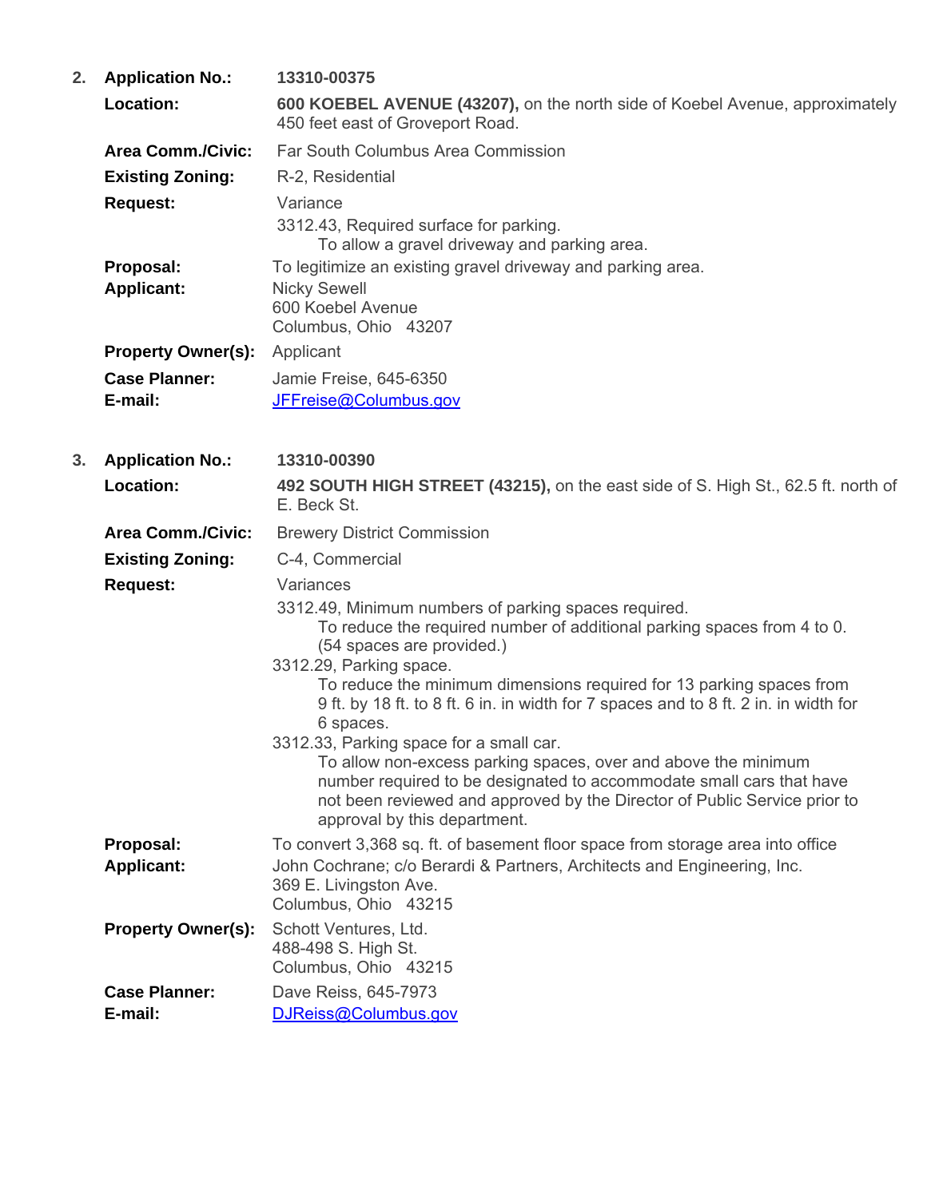2. **Application No.:** **13310-00375**

**Location:** **600 KOEBEL AVENUE (43207),** on the north side of Koebel Avenue, approximately 450 feet east of Groveport Road.

**Area Comm./Civic:** Far South Columbus Area Commission

**Existing Zoning:** R-2, Residential

**Request:** Variance

3312.43, Required surface for parking.
To allow a gravel driveway and parking area.

**Proposal:** To legitimize an existing gravel driveway and parking area.

**Applicant:** Nicky Sewell
600 Koebel Avenue
Columbus, Ohio 43207

**Property Owner(s):** Applicant

**Case Planner:** Jamie Freise, 645-6350

**E-mail:** JFFreise@Columbus.gov

3. **Application No.:** **13310-00390**

**Location:** **492 SOUTH HIGH STREET (43215),** on the east side of S. High St., 62.5 ft. north of E. Beck St.

**Area Comm./Civic:** Brewery District Commission

**Existing Zoning:** C-4, Commercial

**Request:** Variances

3312.49, Minimum numbers of parking spaces required.
To reduce the required number of additional parking spaces from 4 to 0. (54 spaces are provided.)

3312.29, Parking space.
To reduce the minimum dimensions required for 13 parking spaces from 9 ft. by 18 ft. to 8 ft. 6 in. in width for 7 spaces and to 8 ft. 2 in. in width for 6 spaces.

3312.33, Parking space for a small car.
To allow non-excess parking spaces, over and above the minimum number required to be designated to accommodate small cars that have not been reviewed and approved by the Director of Public Service prior to approval by this department.

**Proposal:** To convert 3,368 sq. ft. of basement floor space from storage area into office

**Applicant:** John Cochrane; c/o Berardi & Partners, Architects and Engineering, Inc.
369 E. Livingston Ave.
Columbus, Ohio 43215

**Property Owner(s):** Schott Ventures, Ltd.
488-498 S. High St.
Columbus, Ohio 43215

**Case Planner:** Dave Reiss, 645-7973

**E-mail:** DJReiss@Columbus.gov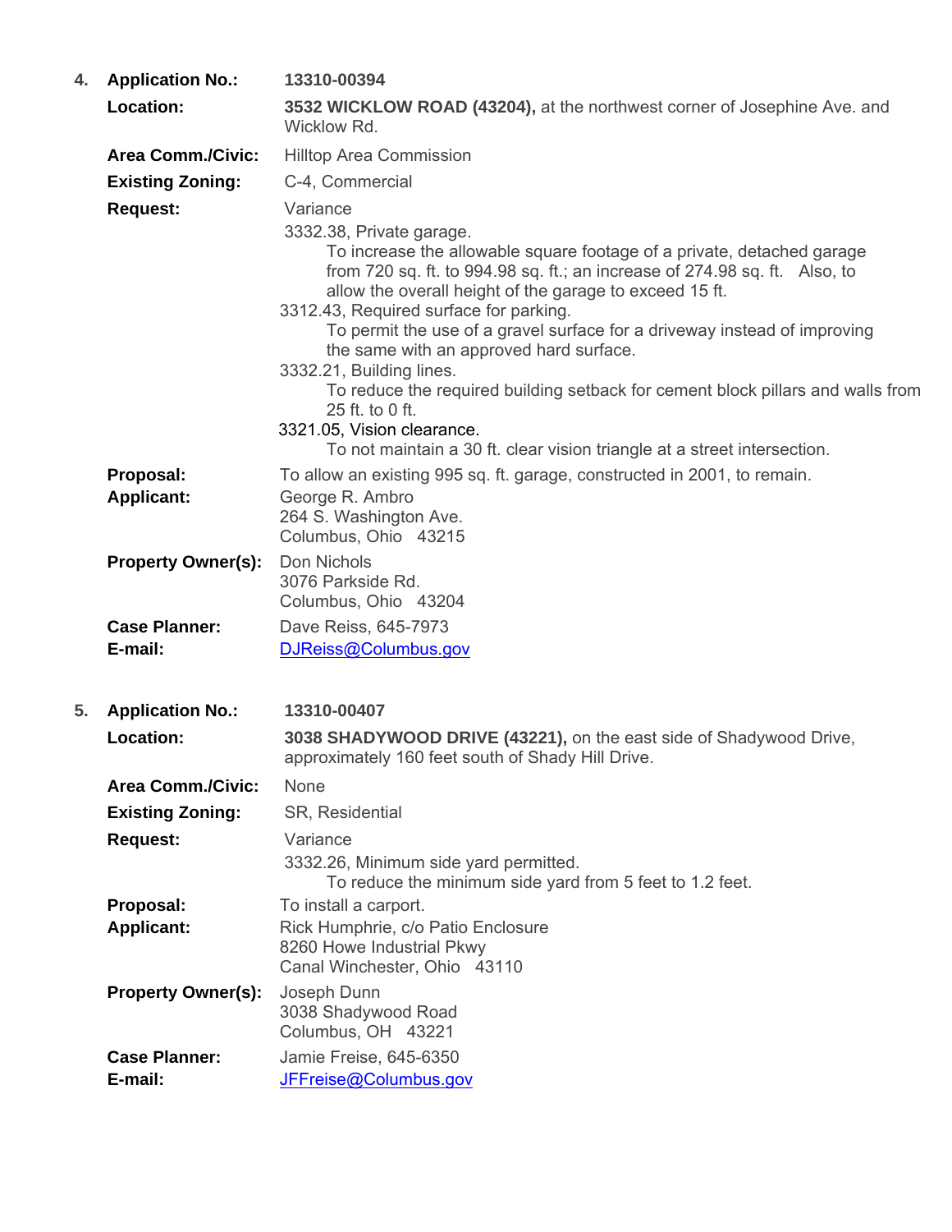4. **Application No.:** **13310-00394**

   **Location:** **3532 WICKLOW ROAD (43204),** at the northwest corner of Josephine Ave. and Wicklow Rd.

   **Area Comm./Civic:** Hilltop Area Commission

   **Existing Zoning:** C-4, Commercial

   **Request:** Variance

   3332.38, Private garage.
   To increase the allowable square footage of a private, detached garage from 720 sq. ft. to 994.98 sq. ft.; an increase of 274.98 sq. ft. Also, to allow the overall height of the garage to exceed 15 ft.

   3312.43, Required surface for parking.
   To permit the use of a gravel surface for a driveway instead of improving the same with an approved hard surface.

   3332.21, Building lines.
   To reduce the required building setback for cement block pillars and walls from 25 ft. to 0 ft.

   3321.05, Vision clearance.
   To not maintain a 30 ft. clear vision triangle at a street intersection.

   **Proposal:** To allow an existing 995 sq. ft. garage, constructed in 2001, to remain.

   **Applicant:** George R. Ambro
   264 S. Washington Ave.
   Columbus, Ohio 43215

   **Property Owner(s):** Don Nichols
   3076 Parkside Rd.
   Columbus, Ohio 43204

   **Case Planner:** Dave Reiss, 645-7973

   **E-mail:** DJReiss@Columbus.gov

5. **Application No.:** **13310-00407**

   **Location:** **3038 SHADYWOOD DRIVE (43221),** on the east side of Shadywood Drive, approximately 160 feet south of Shady Hill Drive.

   **Area Comm./Civic:** None

   **Existing Zoning:** SR, Residential

   **Request:** Variance

   3332.26, Minimum side yard permitted.
   To reduce the minimum side yard from 5 feet to 1.2 feet.

   **Proposal:** To install a carport.

   **Applicant:** Rick Humphrie, c/o Patio Enclosure
   8260 Howe Industrial Pkwy
   Canal Winchester, Ohio 43110

   **Property Owner(s):** Joseph Dunn
   3038 Shadywood Road
   Columbus, OH 43221

   **Case Planner:** Jamie Freise, 645-6350

   **E-mail:** JFFreise@Columbus.gov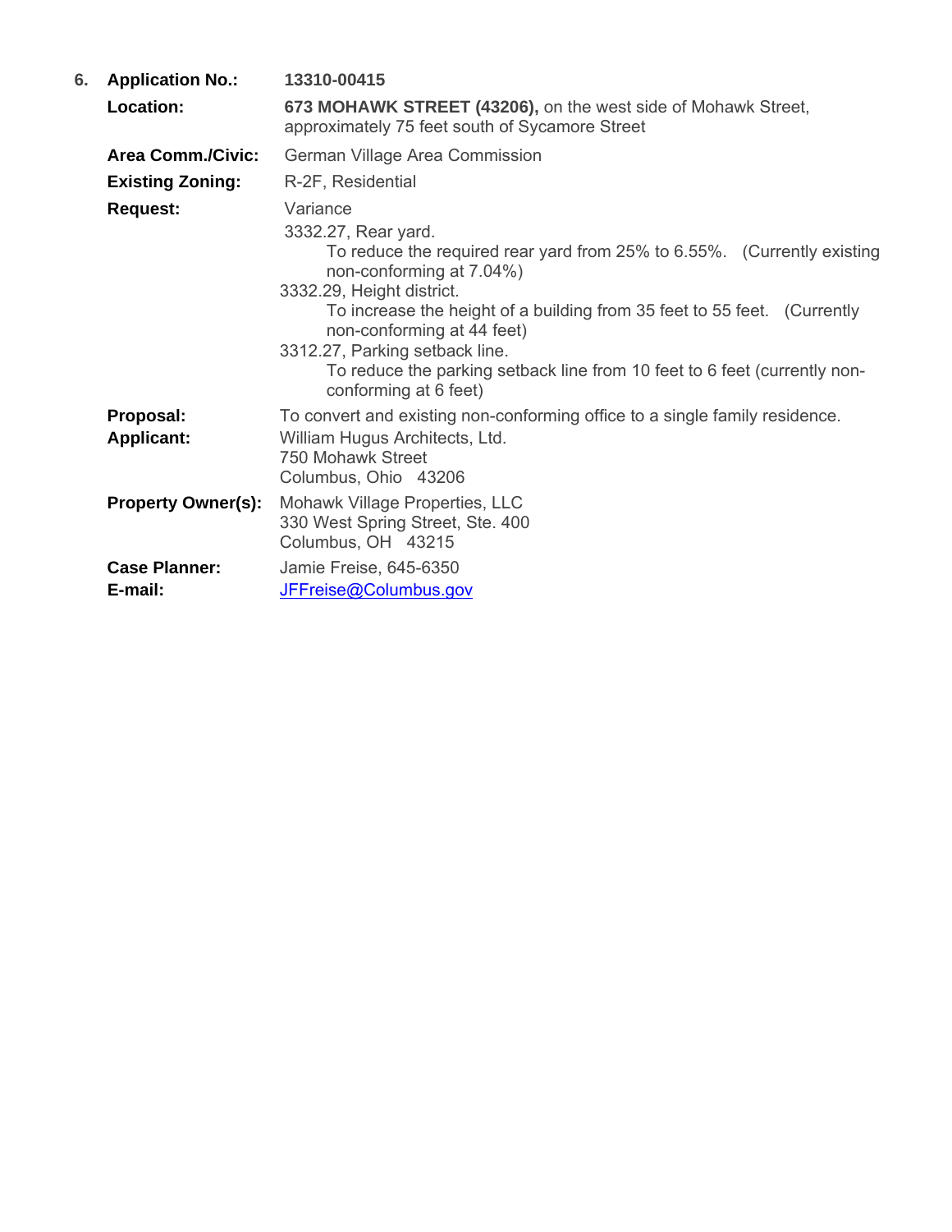6. **Application No.:** **13310-00415**

**Location:** **673 MOHAWK STREET (43206),** on the west side of Mohawk Street, approximately 75 feet south of Sycamore Street

**Area Comm./Civic:** German Village Area Commission

**Existing Zoning:** R-2F, Residential

**Request:** Variance

3332.27, Rear yard.
To reduce the required rear yard from 25% to 6.55%. (Currently existing non-conforming at 7.04%)

3332.29, Height district.
To increase the height of a building from 35 feet to 55 feet. (Currently non-conforming at 44 feet)

3312.27, Parking setback line.
To reduce the parking setback line from 10 feet to 6 feet (currently non-conforming at 6 feet)

**Proposal:** To convert and existing non-conforming office to a single family residence.

**Applicant:** William Hugus Architects, Ltd.
750 Mohawk Street
Columbus, Ohio 43206

**Property Owner(s):** Mohawk Village Properties, LLC
330 West Spring Street, Ste. 400
Columbus, OH 43215

**Case Planner:** Jamie Freise, 645-6350

**E-mail:** JFFreise@Columbus.gov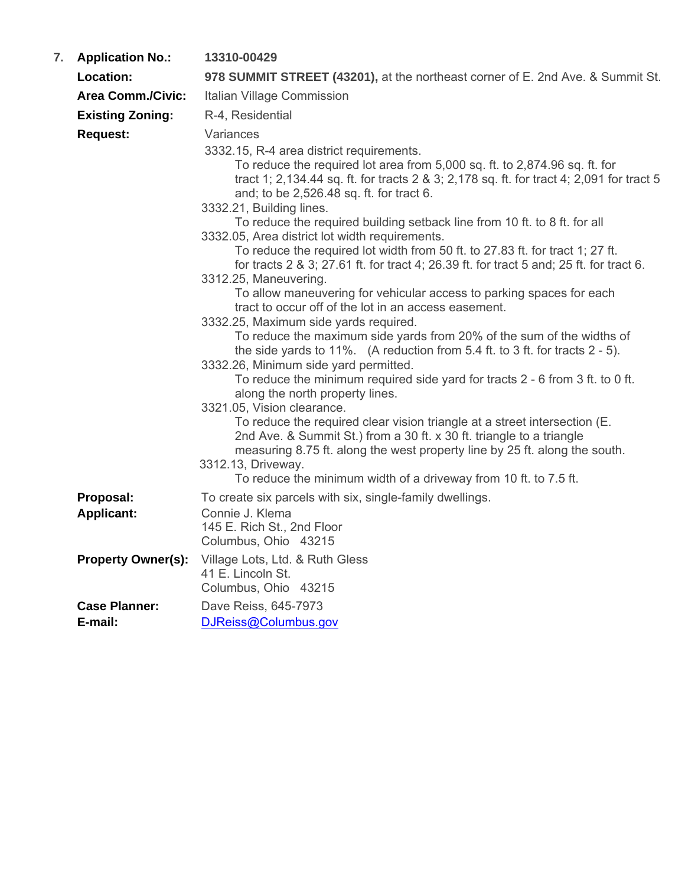7. **Application No.:** **13310-00429**

**Location:** **978 SUMMIT STREET (43201),** at the northeast corner of E. 2nd Ave. & Summit St.

**Area Comm./Civic:** Italian Village Commission

**Existing Zoning:** R-4, Residential

**Request:** Variances

3332.15, R-4 area district requirements.
To reduce the required lot area from 5,000 sq. ft. to 2,874.96 sq. ft. for tract 1; 2,134.44 sq. ft. for tracts 2 & 3; 2,178 sq. ft. for tract 4; 2,091 for tract 5 and; to be 2,526.48 sq. ft. for tract 6.

3332.21, Building lines.
To reduce the required building setback line from 10 ft. to 8 ft. for all

3332.05, Area district lot width requirements.
To reduce the required lot width from 50 ft. to 27.83 ft. for tract 1; 27 ft. for tracts 2 & 3; 27.61 ft. for tract 4; 26.39 ft. for tract 5 and; 25 ft. for tract 6.

3312.25, Maneuvering.
To allow maneuvering for vehicular access to parking spaces for each tract to occur off of the lot in an access easement.

3332.25, Maximum side yards required.
To reduce the maximum side yards from 20% of the sum of the widths of the side yards to 11%. (A reduction from 5.4 ft. to 3 ft. for tracts 2 - 5).

3332.26, Minimum side yard permitted.
To reduce the minimum required side yard for tracts 2 - 6 from 3 ft. to 0 ft. along the north property lines.

3321.05, Vision clearance.
To reduce the required clear vision triangle at a street intersection (E. 2nd Ave. & Summit St.) from a 30 ft. x 30 ft. triangle to a triangle measuring 8.75 ft. along the west property line by 25 ft. along the south.

3312.13, Driveway.
To reduce the minimum width of a driveway from 10 ft. to 7.5 ft.

**Proposal:** To create six parcels with six, single-family dwellings.

**Applicant:** Connie J. Klema
145 E. Rich St., 2nd Floor
Columbus, Ohio 43215

**Property Owner(s):** Village Lots, Ltd. & Ruth Gless
41 E. Lincoln St.
Columbus, Ohio 43215

**Case Planner:** Dave Reiss, 645-7973

**E-mail:** DJReiss@Columbus.gov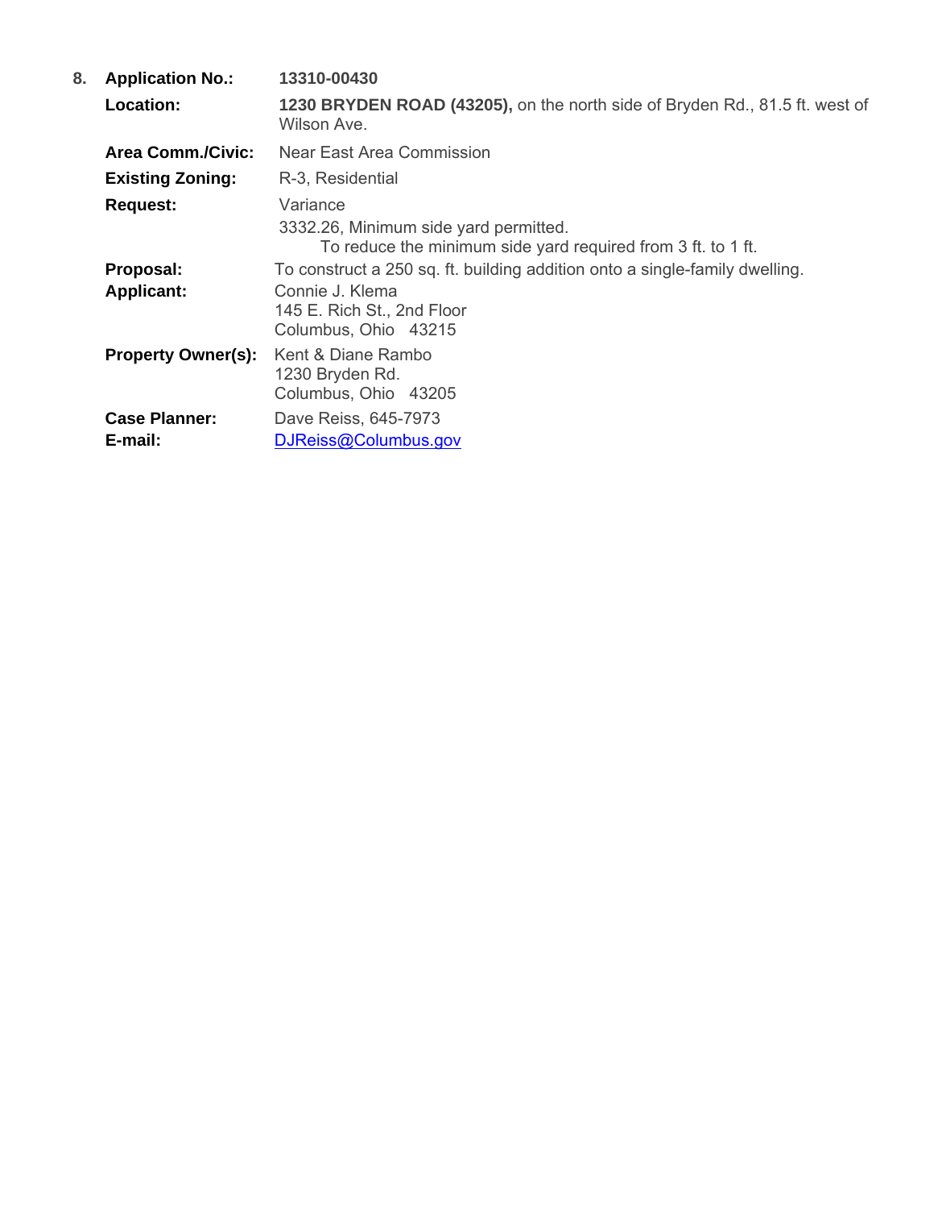8. **Application No.:** **13310-00430**

**Location:** **1230 BRYDEN ROAD (43205),** on the north side of Bryden Rd., 81.5 ft. west of Wilson Ave.

**Area Comm./Civic:** Near East Area Commission

**Existing Zoning:** R-3, Residential

**Request:** Variance
3332.26, Minimum side yard permitted.
To reduce the minimum side yard required from 3 ft. to 1 ft.

**Proposal:** To construct a 250 sq. ft. building addition onto a single-family dwelling.

**Applicant:** Connie J. Klema
145 E. Rich St., 2nd Floor
Columbus, Ohio 43215

**Property Owner(s):** Kent & Diane Rambo
1230 Bryden Rd.
Columbus, Ohio 43205

**Case Planner:** Dave Reiss, 645-7973

**E-mail:** DJReiss@Columbus.gov